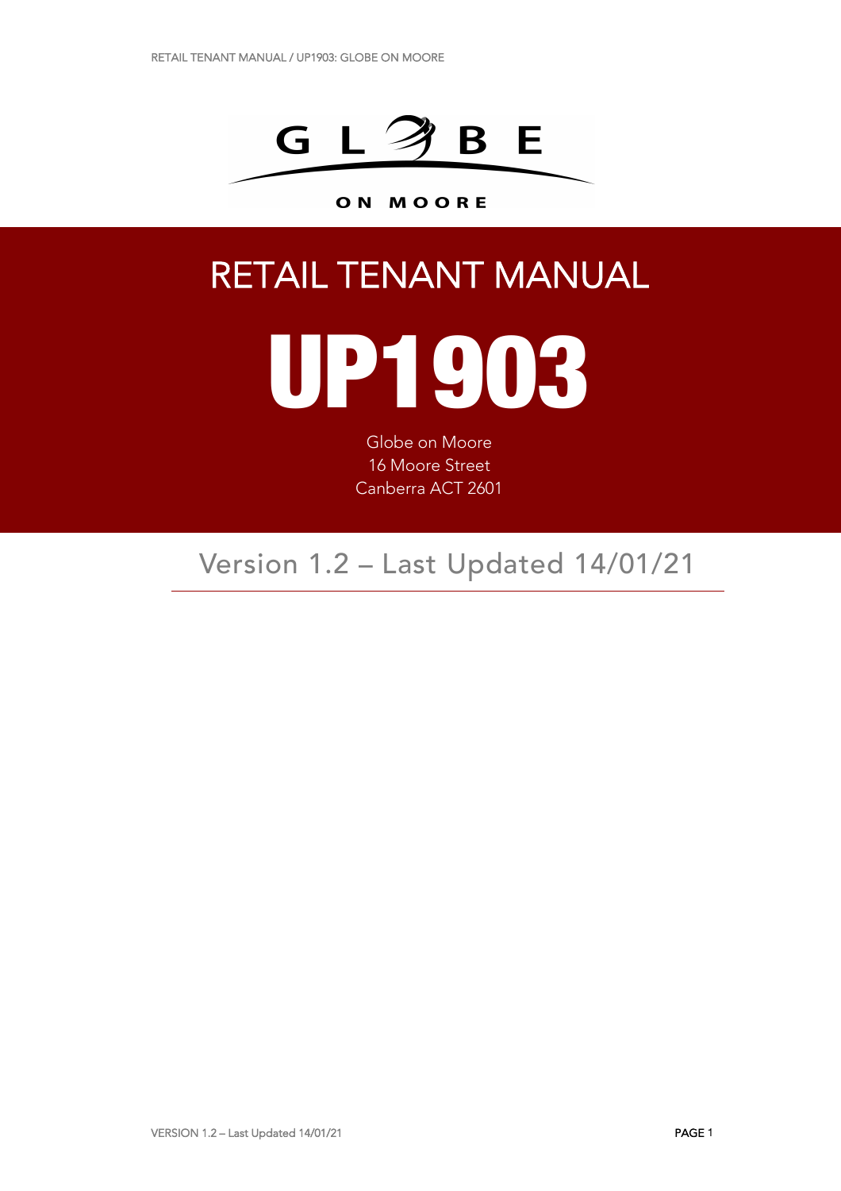GLOBE

ON MOORE

# RETAIL TENANT MANUAL

# UP1903

Globe on Moore
16 Moore Street
Canberra ACT 2601

Version 1.2 – Last Updated 14/01/21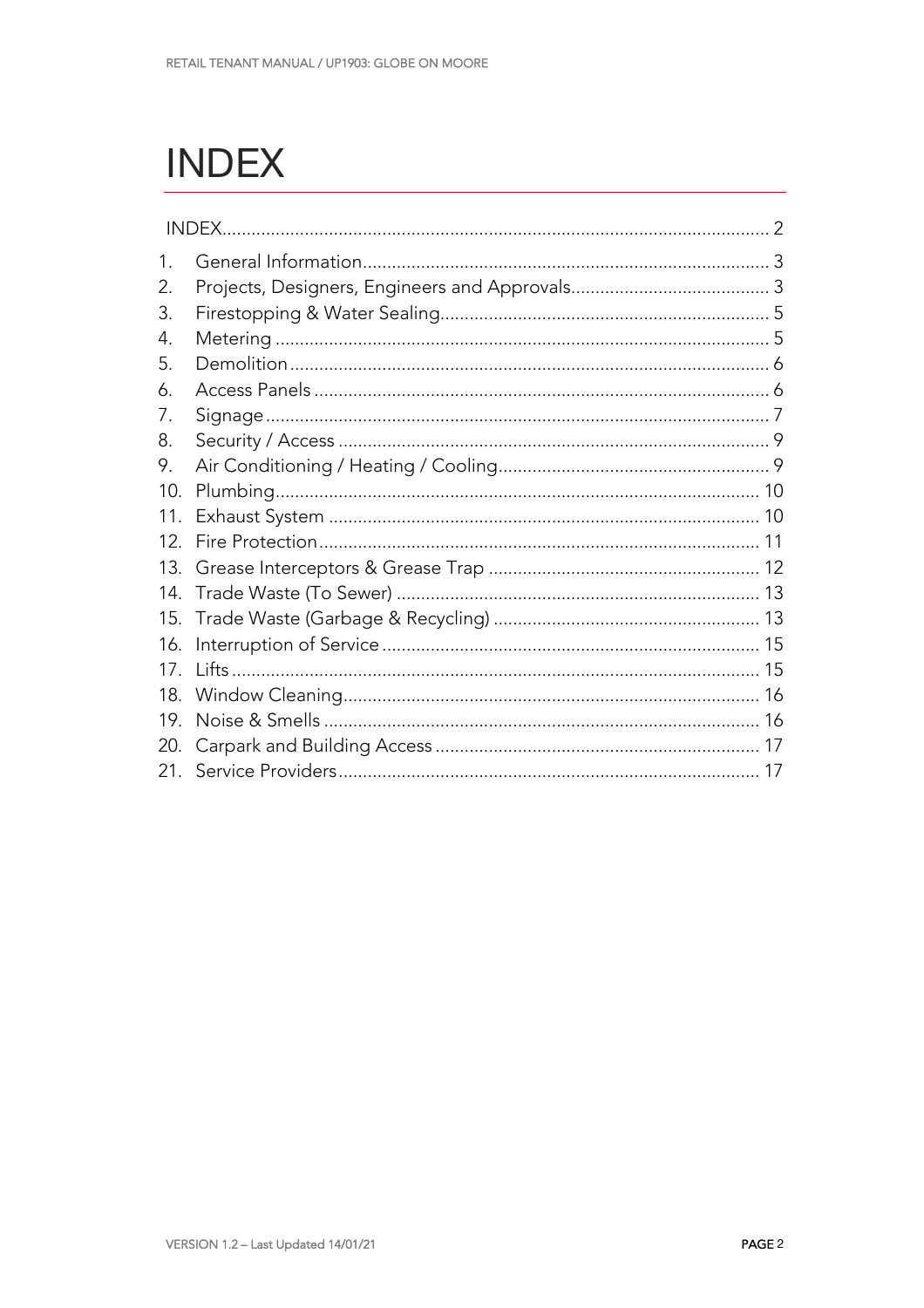# INDEX

| | | |
|---|---|---|
| | INDEX | 2 |
| 1. | General Information | 3 |
| 2. | Projects, Designers, Engineers and Approvals | 3 |
| 3. | Firestopping & Water Sealing | 5 |
| 4. | Metering | 5 |
| 5. | Demolition | 6 |
| 6. | Access Panels | 6 |
| 7. | Signage | 7 |
| 8. | Security / Access | 9 |
| 9. | Air Conditioning / Heating / Cooling | 9 |
| 10. | Plumbing | 10 |
| 11. | Exhaust System | 10 |
| 12. | Fire Protection | 11 |
| 13. | Grease Interceptors & Grease Trap | 12 |
| 14. | Trade Waste (To Sewer) | 13 |
| 15. | Trade Waste (Garbage & Recycling) | 13 |
| 16. | Interruption of Service | 15 |
| 17. | Lifts | 15 |
| 18. | Window Cleaning | 16 |
| 19. | Noise & Smells | 16 |
| 20. | Carpark and Building Access | 17 |
| 21. | Service Providers | 17 |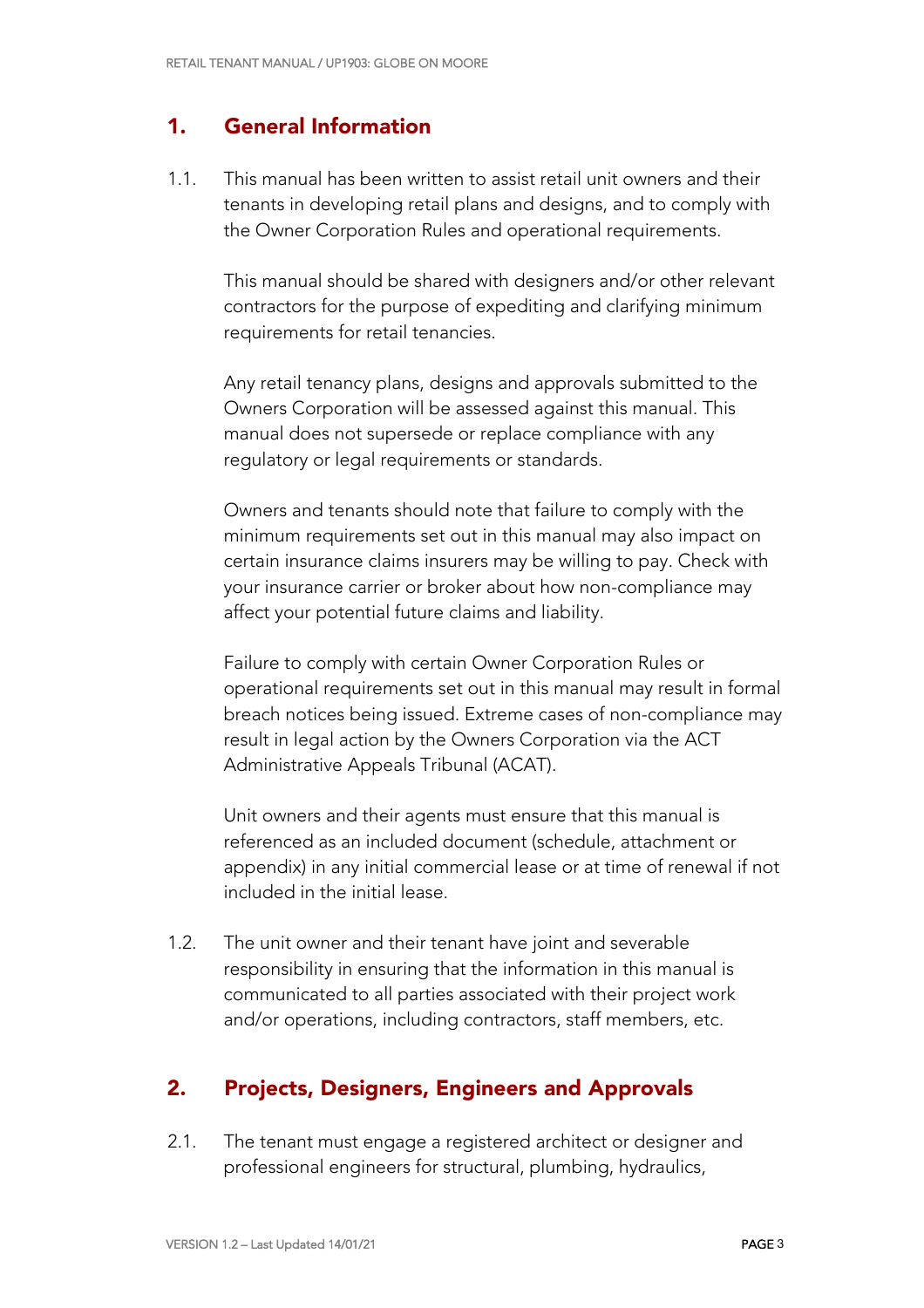## 1. General Information

1.1. This manual has been written to assist retail unit owners and their tenants in developing retail plans and designs, and to comply with the Owner Corporation Rules and operational requirements.

This manual should be shared with designers and/or other relevant contractors for the purpose of expediting and clarifying minimum requirements for retail tenancies.

Any retail tenancy plans, designs and approvals submitted to the Owners Corporation will be assessed against this manual. This manual does not supersede or replace compliance with any regulatory or legal requirements or standards.

Owners and tenants should note that failure to comply with the minimum requirements set out in this manual may also impact on certain insurance claims insurers may be willing to pay. Check with your insurance carrier or broker about how non-compliance may affect your potential future claims and liability.

Failure to comply with certain Owner Corporation Rules or operational requirements set out in this manual may result in formal breach notices being issued. Extreme cases of non-compliance may result in legal action by the Owners Corporation via the ACT Administrative Appeals Tribunal (ACAT).

Unit owners and their agents must ensure that this manual is referenced as an included document (schedule, attachment or appendix) in any initial commercial lease or at time of renewal if not included in the initial lease.

1.2. The unit owner and their tenant have joint and severable responsibility in ensuring that the information in this manual is communicated to all parties associated with their project work and/or operations, including contractors, staff members, etc.

## 2. Projects, Designers, Engineers and Approvals

2.1. The tenant must engage a registered architect or designer and professional engineers for structural, plumbing, hydraulics,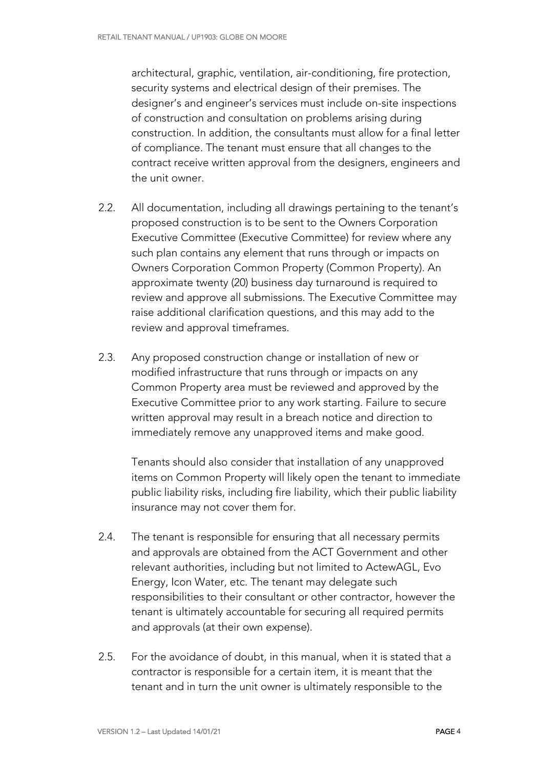architectural, graphic, ventilation, air-conditioning, fire protection, security systems and electrical design of their premises. The designer's and engineer's services must include on-site inspections of construction and consultation on problems arising during construction. In addition, the consultants must allow for a final letter of compliance. The tenant must ensure that all changes to the contract receive written approval from the designers, engineers and the unit owner.

2.2. All documentation, including all drawings pertaining to the tenant's proposed construction is to be sent to the Owners Corporation Executive Committee (Executive Committee) for review where any such plan contains any element that runs through or impacts on Owners Corporation Common Property (Common Property). An approximate twenty (20) business day turnaround is required to review and approve all submissions. The Executive Committee may raise additional clarification questions, and this may add to the review and approval timeframes.

2.3. Any proposed construction change or installation of new or modified infrastructure that runs through or impacts on any Common Property area must be reviewed and approved by the Executive Committee prior to any work starting. Failure to secure written approval may result in a breach notice and direction to immediately remove any unapproved items and make good.

Tenants should also consider that installation of any unapproved items on Common Property will likely open the tenant to immediate public liability risks, including fire liability, which their public liability insurance may not cover them for.

2.4. The tenant is responsible for ensuring that all necessary permits and approvals are obtained from the ACT Government and other relevant authorities, including but not limited to ActewAGL, Evo Energy, Icon Water, etc. The tenant may delegate such responsibilities to their consultant or other contractor, however the tenant is ultimately accountable for securing all required permits and approvals (at their own expense).

2.5. For the avoidance of doubt, in this manual, when it is stated that a contractor is responsible for a certain item, it is meant that the tenant and in turn the unit owner is ultimately responsible to the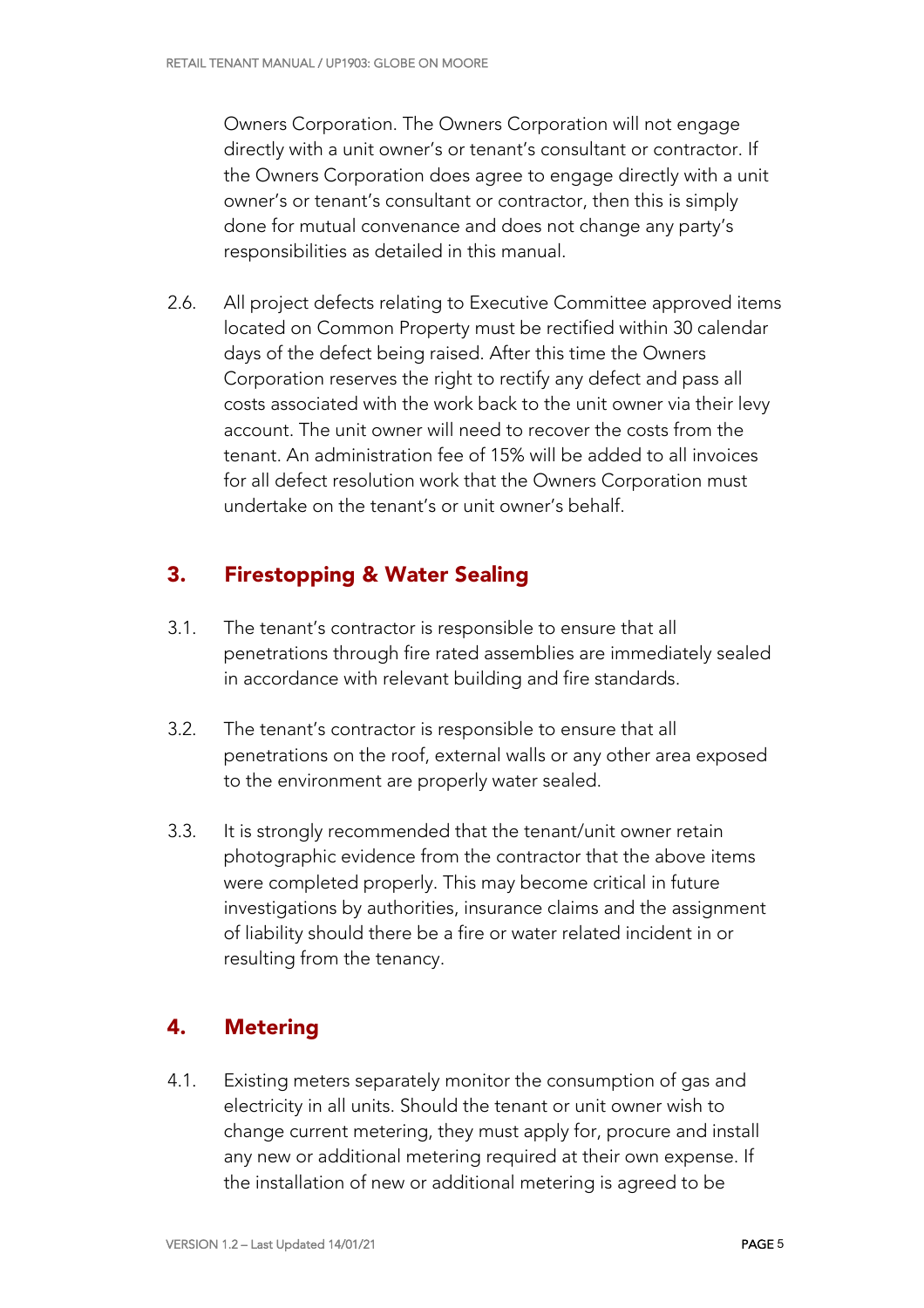Owners Corporation. The Owners Corporation will not engage directly with a unit owner's or tenant's consultant or contractor. If the Owners Corporation does agree to engage directly with a unit owner's or tenant's consultant or contractor, then this is simply done for mutual convenance and does not change any party's responsibilities as detailed in this manual.

2.6. All project defects relating to Executive Committee approved items located on Common Property must be rectified within 30 calendar days of the defect being raised. After this time the Owners Corporation reserves the right to rectify any defect and pass all costs associated with the work back to the unit owner via their levy account. The unit owner will need to recover the costs from the tenant. An administration fee of 15% will be added to all invoices for all defect resolution work that the Owners Corporation must undertake on the tenant's or unit owner's behalf.

## 3. Firestopping & Water Sealing

3.1. The tenant's contractor is responsible to ensure that all penetrations through fire rated assemblies are immediately sealed in accordance with relevant building and fire standards.

3.2. The tenant's contractor is responsible to ensure that all penetrations on the roof, external walls or any other area exposed to the environment are properly water sealed.

3.3. It is strongly recommended that the tenant/unit owner retain photographic evidence from the contractor that the above items were completed properly. This may become critical in future investigations by authorities, insurance claims and the assignment of liability should there be a fire or water related incident in or resulting from the tenancy.

## 4. Metering

4.1. Existing meters separately monitor the consumption of gas and electricity in all units. Should the tenant or unit owner wish to change current metering, they must apply for, procure and install any new or additional metering required at their own expense. If the installation of new or additional metering is agreed to be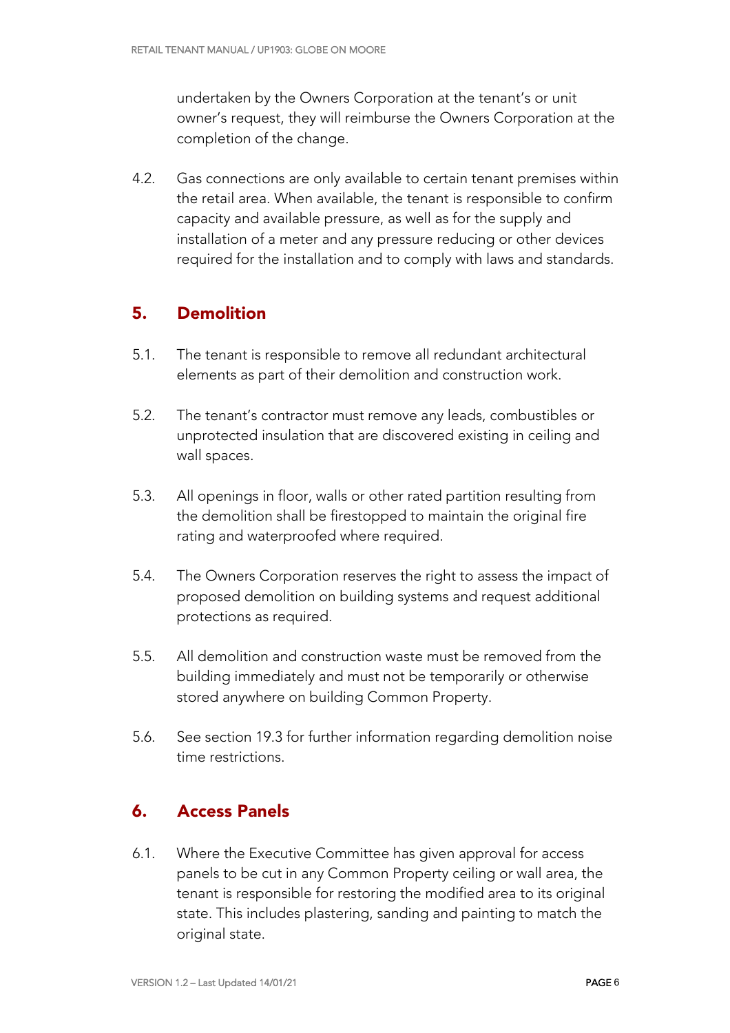undertaken by the Owners Corporation at the tenant's or unit owner's request, they will reimburse the Owners Corporation at the completion of the change.

4.2. Gas connections are only available to certain tenant premises within the retail area. When available, the tenant is responsible to confirm capacity and available pressure, as well as for the supply and installation of a meter and any pressure reducing or other devices required for the installation and to comply with laws and standards.

## 5. Demolition

5.1. The tenant is responsible to remove all redundant architectural elements as part of their demolition and construction work.

5.2. The tenant's contractor must remove any leads, combustibles or unprotected insulation that are discovered existing in ceiling and wall spaces.

5.3. All openings in floor, walls or other rated partition resulting from the demolition shall be firestopped to maintain the original fire rating and waterproofed where required.

5.4. The Owners Corporation reserves the right to assess the impact of proposed demolition on building systems and request additional protections as required.

5.5. All demolition and construction waste must be removed from the building immediately and must not be temporarily or otherwise stored anywhere on building Common Property.

5.6. See section 19.3 for further information regarding demolition noise time restrictions.

## 6. Access Panels

6.1. Where the Executive Committee has given approval for access panels to be cut in any Common Property ceiling or wall area, the tenant is responsible for restoring the modified area to its original state. This includes plastering, sanding and painting to match the original state.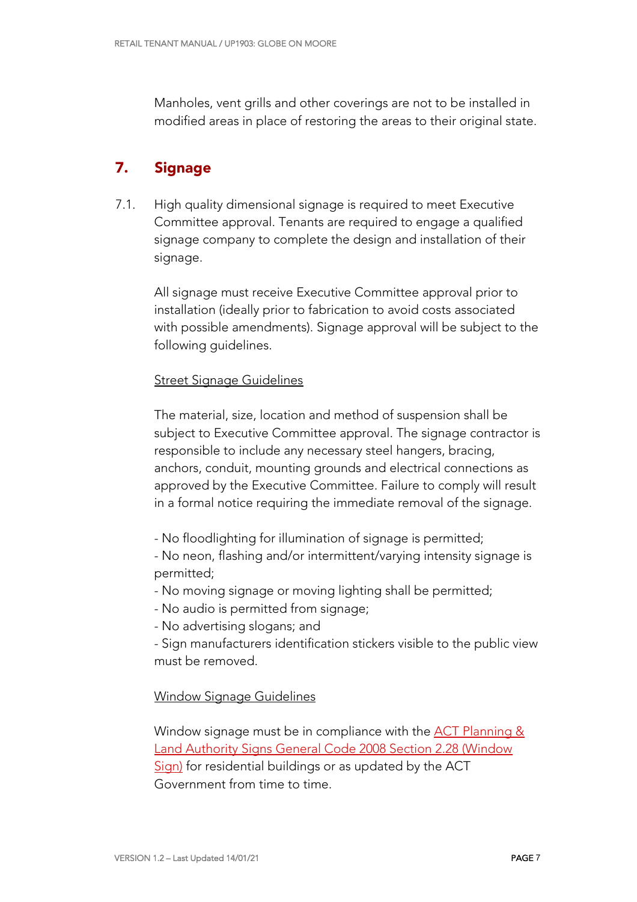Manholes, vent grills and other coverings are not to be installed in modified areas in place of restoring the areas to their original state.

## 7. Signage

7.1. High quality dimensional signage is required to meet Executive Committee approval. Tenants are required to engage a qualified signage company to complete the design and installation of their signage.

All signage must receive Executive Committee approval prior to installation (ideally prior to fabrication to avoid costs associated with possible amendments). Signage approval will be subject to the following guidelines.

Street Signage Guidelines

The material, size, location and method of suspension shall be subject to Executive Committee approval. The signage contractor is responsible to include any necessary steel hangers, bracing, anchors, conduit, mounting grounds and electrical connections as approved by the Executive Committee. Failure to comply will result in a formal notice requiring the immediate removal of the signage.

- No floodlighting for illumination of signage is permitted;
- No neon, flashing and/or intermittent/varying intensity signage is permitted;
- No moving signage or moving lighting shall be permitted;
- No audio is permitted from signage;
- No advertising slogans; and
- Sign manufacturers identification stickers visible to the public view must be removed.

Window Signage Guidelines

Window signage must be in compliance with the ACT Planning & Land Authority Signs General Code 2008 Section 2.28 (Window Sign) for residential buildings or as updated by the ACT Government from time to time.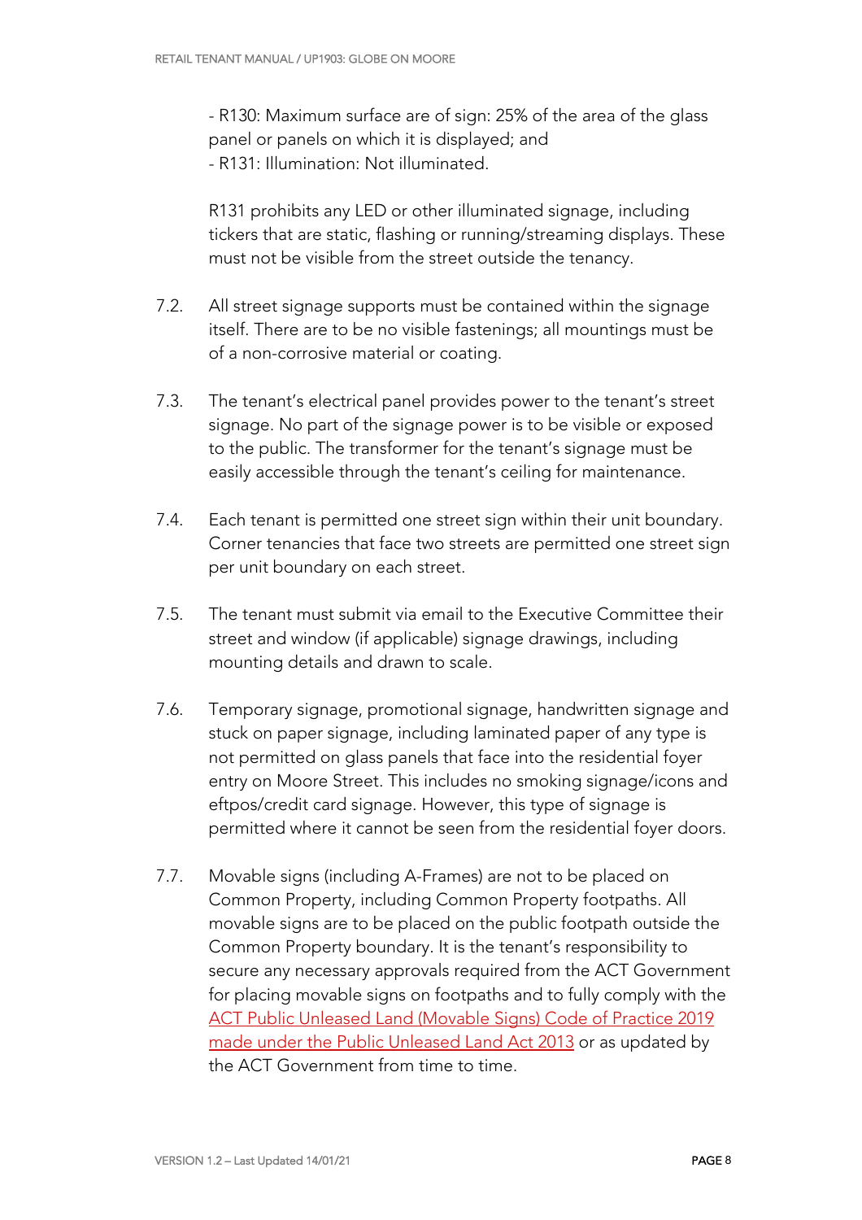- R130: Maximum surface are of sign: 25% of the area of the glass panel or panels on which it is displayed; and
- R131: Illumination: Not illuminated.

R131 prohibits any LED or other illuminated signage, including tickers that are static, flashing or running/streaming displays. These must not be visible from the street outside the tenancy.

7.2. All street signage supports must be contained within the signage itself. There are to be no visible fastenings; all mountings must be of a non-corrosive material or coating.

7.3. The tenant's electrical panel provides power to the tenant's street signage. No part of the signage power is to be visible or exposed to the public. The transformer for the tenant's signage must be easily accessible through the tenant's ceiling for maintenance.

7.4. Each tenant is permitted one street sign within their unit boundary. Corner tenancies that face two streets are permitted one street sign per unit boundary on each street.

7.5. The tenant must submit via email to the Executive Committee their street and window (if applicable) signage drawings, including mounting details and drawn to scale.

7.6. Temporary signage, promotional signage, handwritten signage and stuck on paper signage, including laminated paper of any type is not permitted on glass panels that face into the residential foyer entry on Moore Street. This includes no smoking signage/icons and eftpos/credit card signage. However, this type of signage is permitted where it cannot be seen from the residential foyer doors.

7.7. Movable signs (including A-Frames) are not to be placed on Common Property, including Common Property footpaths. All movable signs are to be placed on the public footpath outside the Common Property boundary. It is the tenant's responsibility to secure any necessary approvals required from the ACT Government for placing movable signs on footpaths and to fully comply with the ACT Public Unleased Land (Movable Signs) Code of Practice 2019 made under the Public Unleased Land Act 2013 or as updated by the ACT Government from time to time.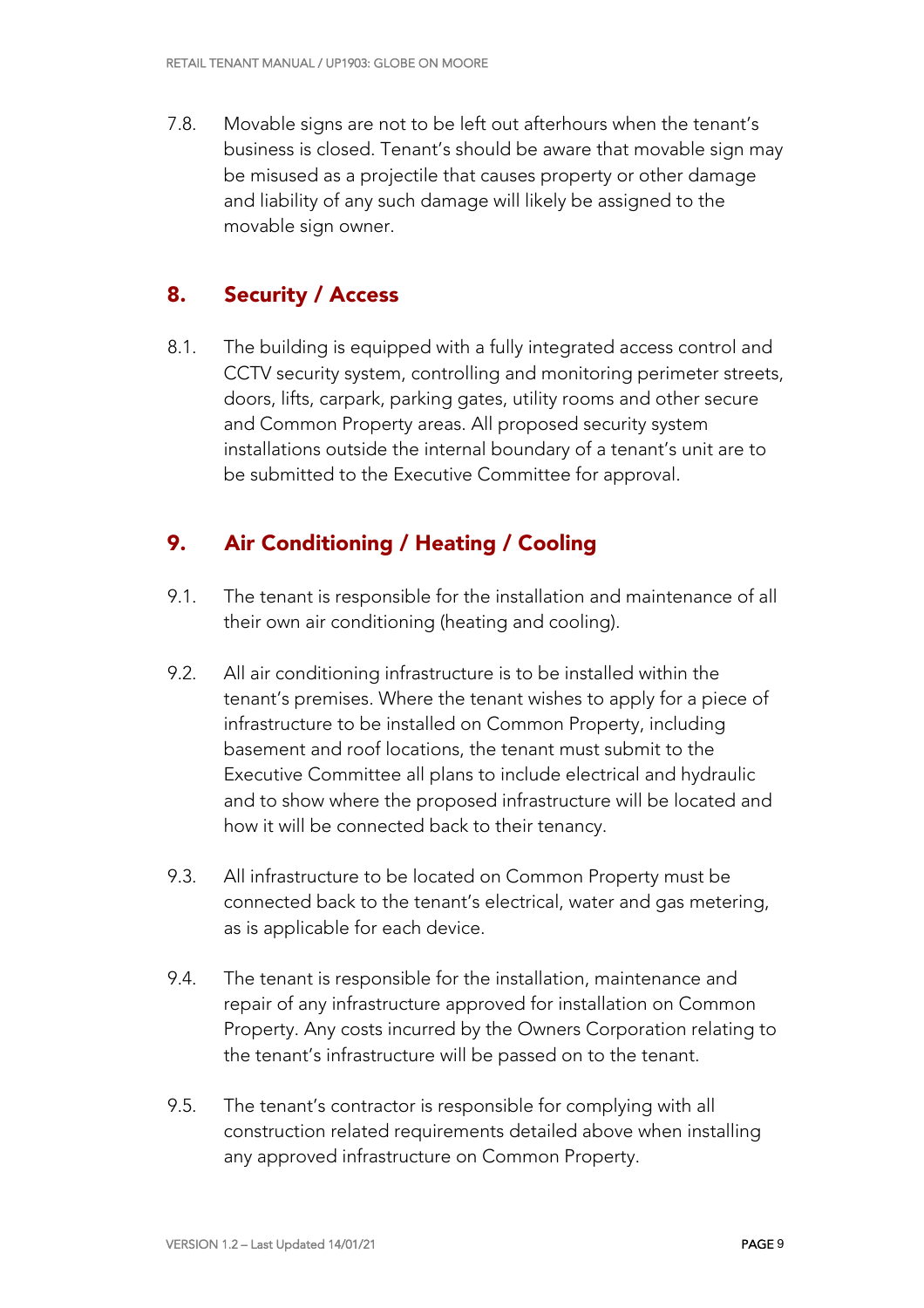7.8. Movable signs are not to be left out afterhours when the tenant's business is closed. Tenant's should be aware that movable sign may be misused as a projectile that causes property or other damage and liability of any such damage will likely be assigned to the movable sign owner.

## 8. Security / Access

8.1. The building is equipped with a fully integrated access control and CCTV security system, controlling and monitoring perimeter streets, doors, lifts, carpark, parking gates, utility rooms and other secure and Common Property areas. All proposed security system installations outside the internal boundary of a tenant's unit are to be submitted to the Executive Committee for approval.

## 9. Air Conditioning / Heating / Cooling

9.1. The tenant is responsible for the installation and maintenance of all their own air conditioning (heating and cooling).

9.2. All air conditioning infrastructure is to be installed within the tenant's premises. Where the tenant wishes to apply for a piece of infrastructure to be installed on Common Property, including basement and roof locations, the tenant must submit to the Executive Committee all plans to include electrical and hydraulic and to show where the proposed infrastructure will be located and how it will be connected back to their tenancy.

9.3. All infrastructure to be located on Common Property must be connected back to the tenant's electrical, water and gas metering, as is applicable for each device.

9.4. The tenant is responsible for the installation, maintenance and repair of any infrastructure approved for installation on Common Property. Any costs incurred by the Owners Corporation relating to the tenant's infrastructure will be passed on to the tenant.

9.5. The tenant's contractor is responsible for complying with all construction related requirements detailed above when installing any approved infrastructure on Common Property.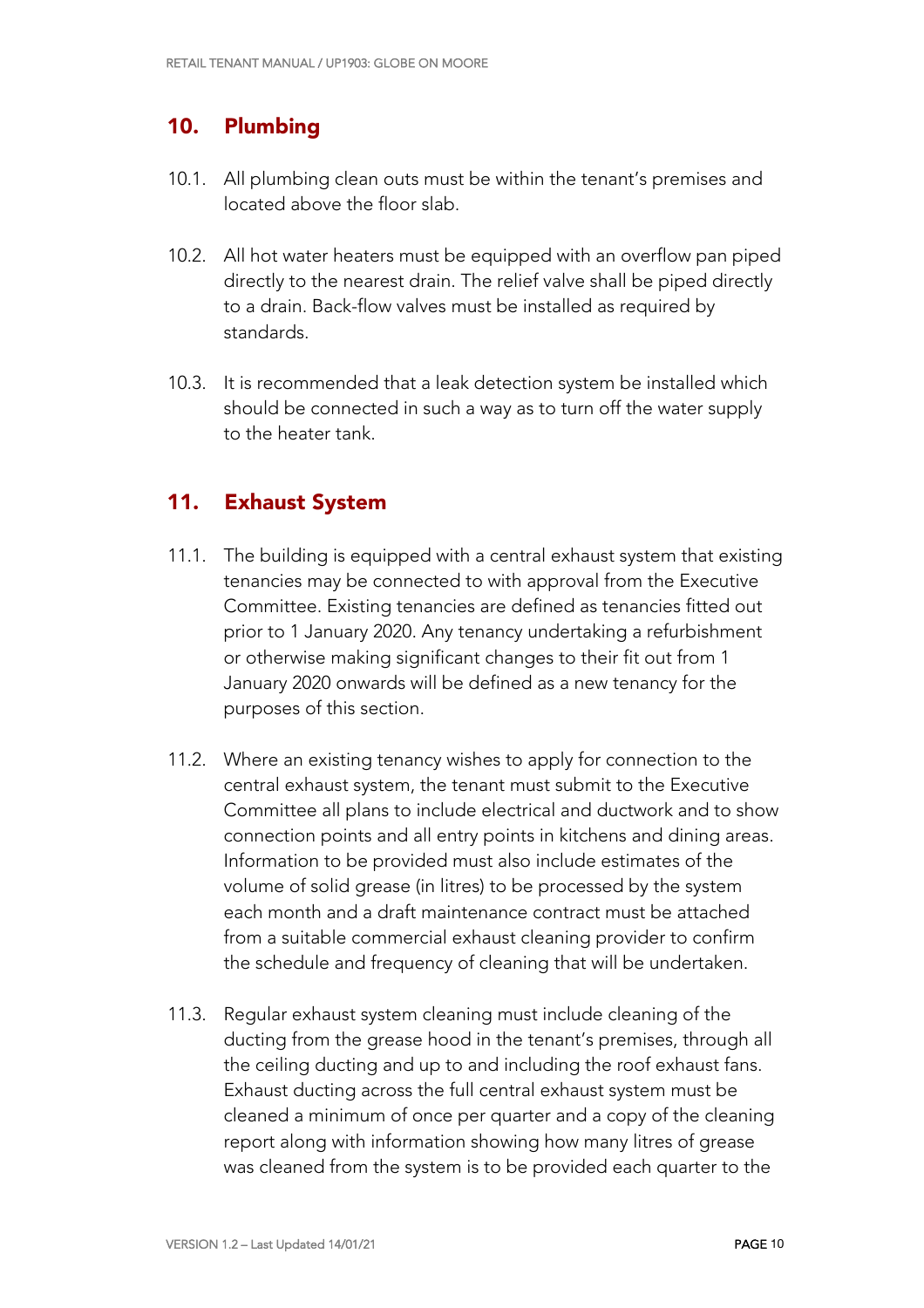## 10. Plumbing

10.1. All plumbing clean outs must be within the tenant's premises and located above the floor slab.

10.2. All hot water heaters must be equipped with an overflow pan piped directly to the nearest drain. The relief valve shall be piped directly to a drain. Back-flow valves must be installed as required by standards.

10.3. It is recommended that a leak detection system be installed which should be connected in such a way as to turn off the water supply to the heater tank.

## 11. Exhaust System

11.1. The building is equipped with a central exhaust system that existing tenancies may be connected to with approval from the Executive Committee. Existing tenancies are defined as tenancies fitted out prior to 1 January 2020. Any tenancy undertaking a refurbishment or otherwise making significant changes to their fit out from 1 January 2020 onwards will be defined as a new tenancy for the purposes of this section.

11.2. Where an existing tenancy wishes to apply for connection to the central exhaust system, the tenant must submit to the Executive Committee all plans to include electrical and ductwork and to show connection points and all entry points in kitchens and dining areas. Information to be provided must also include estimates of the volume of solid grease (in litres) to be processed by the system each month and a draft maintenance contract must be attached from a suitable commercial exhaust cleaning provider to confirm the schedule and frequency of cleaning that will be undertaken.

11.3. Regular exhaust system cleaning must include cleaning of the ducting from the grease hood in the tenant's premises, through all the ceiling ducting and up to and including the roof exhaust fans. Exhaust ducting across the full central exhaust system must be cleaned a minimum of once per quarter and a copy of the cleaning report along with information showing how many litres of grease was cleaned from the system is to be provided each quarter to the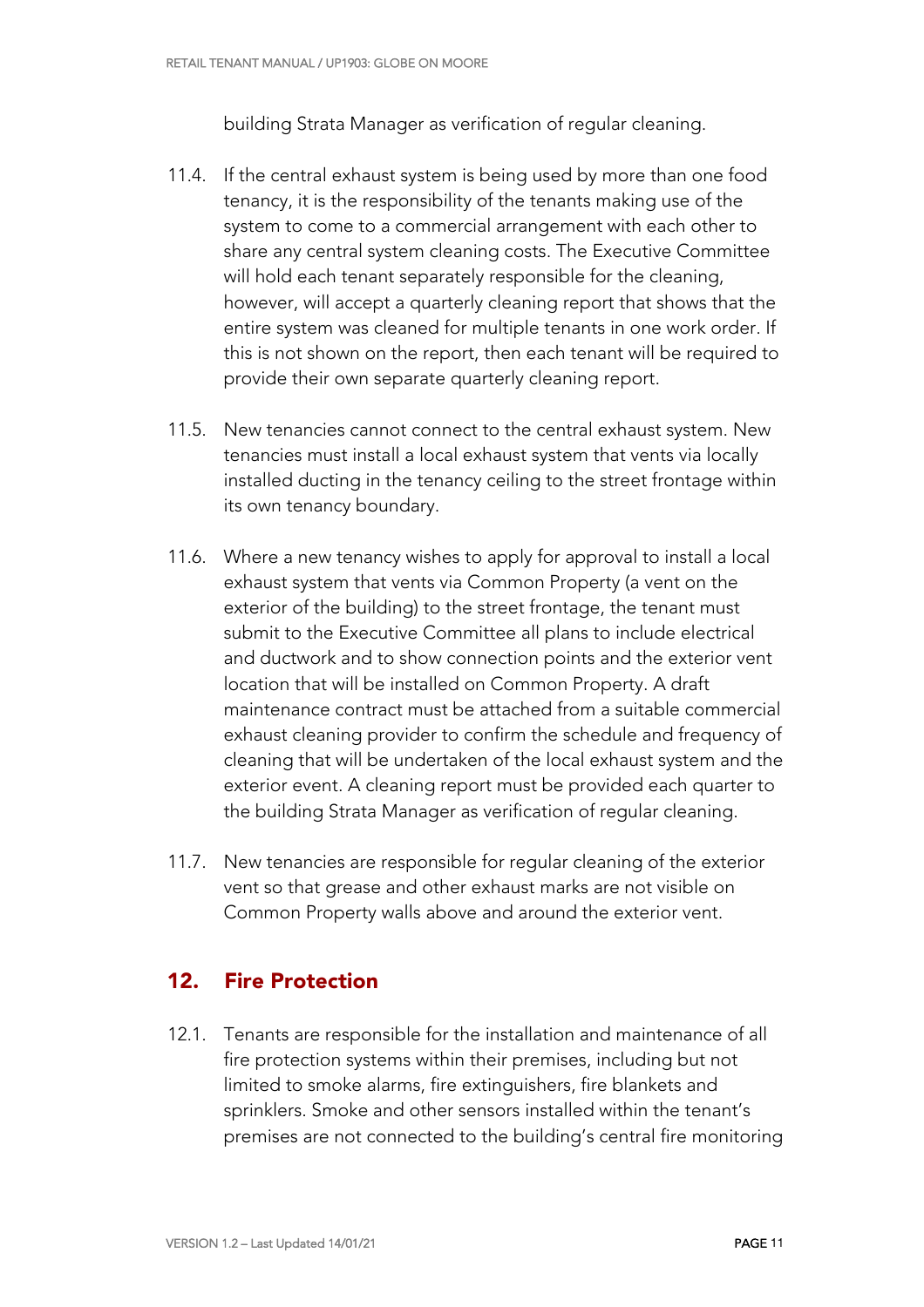building Strata Manager as verification of regular cleaning.

11.4. If the central exhaust system is being used by more than one food tenancy, it is the responsibility of the tenants making use of the system to come to a commercial arrangement with each other to share any central system cleaning costs. The Executive Committee will hold each tenant separately responsible for the cleaning, however, will accept a quarterly cleaning report that shows that the entire system was cleaned for multiple tenants in one work order. If this is not shown on the report, then each tenant will be required to provide their own separate quarterly cleaning report.

11.5. New tenancies cannot connect to the central exhaust system. New tenancies must install a local exhaust system that vents via locally installed ducting in the tenancy ceiling to the street frontage within its own tenancy boundary.

11.6. Where a new tenancy wishes to apply for approval to install a local exhaust system that vents via Common Property (a vent on the exterior of the building) to the street frontage, the tenant must submit to the Executive Committee all plans to include electrical and ductwork and to show connection points and the exterior vent location that will be installed on Common Property. A draft maintenance contract must be attached from a suitable commercial exhaust cleaning provider to confirm the schedule and frequency of cleaning that will be undertaken of the local exhaust system and the exterior event. A cleaning report must be provided each quarter to the building Strata Manager as verification of regular cleaning.

11.7. New tenancies are responsible for regular cleaning of the exterior vent so that grease and other exhaust marks are not visible on Common Property walls above and around the exterior vent.

## 12. Fire Protection

12.1. Tenants are responsible for the installation and maintenance of all fire protection systems within their premises, including but not limited to smoke alarms, fire extinguishers, fire blankets and sprinklers. Smoke and other sensors installed within the tenant's premises are not connected to the building's central fire monitoring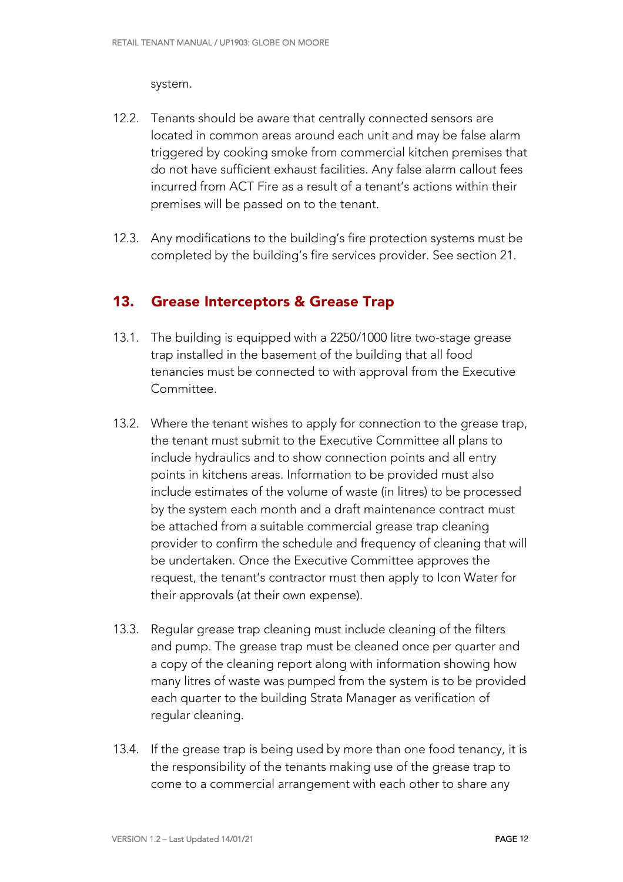system.

12.2. Tenants should be aware that centrally connected sensors are located in common areas around each unit and may be false alarm triggered by cooking smoke from commercial kitchen premises that do not have sufficient exhaust facilities. Any false alarm callout fees incurred from ACT Fire as a result of a tenant's actions within their premises will be passed on to the tenant.

12.3. Any modifications to the building's fire protection systems must be completed by the building's fire services provider. See section 21.

## 13. Grease Interceptors & Grease Trap

13.1. The building is equipped with a 2250/1000 litre two-stage grease trap installed in the basement of the building that all food tenancies must be connected to with approval from the Executive Committee.

13.2. Where the tenant wishes to apply for connection to the grease trap, the tenant must submit to the Executive Committee all plans to include hydraulics and to show connection points and all entry points in kitchens areas. Information to be provided must also include estimates of the volume of waste (in litres) to be processed by the system each month and a draft maintenance contract must be attached from a suitable commercial grease trap cleaning provider to confirm the schedule and frequency of cleaning that will be undertaken. Once the Executive Committee approves the request, the tenant's contractor must then apply to Icon Water for their approvals (at their own expense).

13.3. Regular grease trap cleaning must include cleaning of the filters and pump. The grease trap must be cleaned once per quarter and a copy of the cleaning report along with information showing how many litres of waste was pumped from the system is to be provided each quarter to the building Strata Manager as verification of regular cleaning.

13.4. If the grease trap is being used by more than one food tenancy, it is the responsibility of the tenants making use of the grease trap to come to a commercial arrangement with each other to share any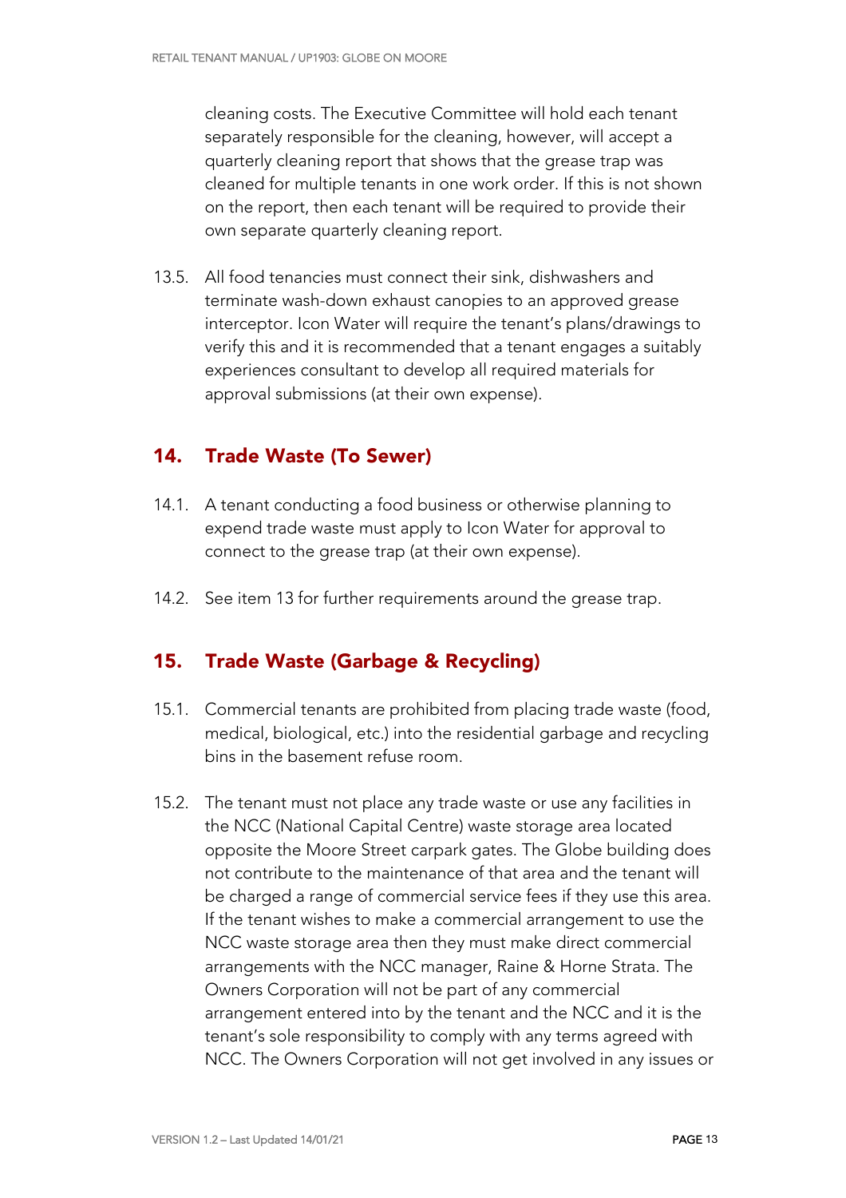cleaning costs. The Executive Committee will hold each tenant separately responsible for the cleaning, however, will accept a quarterly cleaning report that shows that the grease trap was cleaned for multiple tenants in one work order. If this is not shown on the report, then each tenant will be required to provide their own separate quarterly cleaning report.

13.5. All food tenancies must connect their sink, dishwashers and terminate wash-down exhaust canopies to an approved grease interceptor. Icon Water will require the tenant's plans/drawings to verify this and it is recommended that a tenant engages a suitably experiences consultant to develop all required materials for approval submissions (at their own expense).

## 14. Trade Waste (To Sewer)

14.1. A tenant conducting a food business or otherwise planning to expend trade waste must apply to Icon Water for approval to connect to the grease trap (at their own expense).

14.2. See item 13 for further requirements around the grease trap.

## 15. Trade Waste (Garbage & Recycling)

15.1. Commercial tenants are prohibited from placing trade waste (food, medical, biological, etc.) into the residential garbage and recycling bins in the basement refuse room.

15.2. The tenant must not place any trade waste or use any facilities in the NCC (National Capital Centre) waste storage area located opposite the Moore Street carpark gates. The Globe building does not contribute to the maintenance of that area and the tenant will be charged a range of commercial service fees if they use this area. If the tenant wishes to make a commercial arrangement to use the NCC waste storage area then they must make direct commercial arrangements with the NCC manager, Raine & Horne Strata. The Owners Corporation will not be part of any commercial arrangement entered into by the tenant and the NCC and it is the tenant's sole responsibility to comply with any terms agreed with NCC. The Owners Corporation will not get involved in any issues or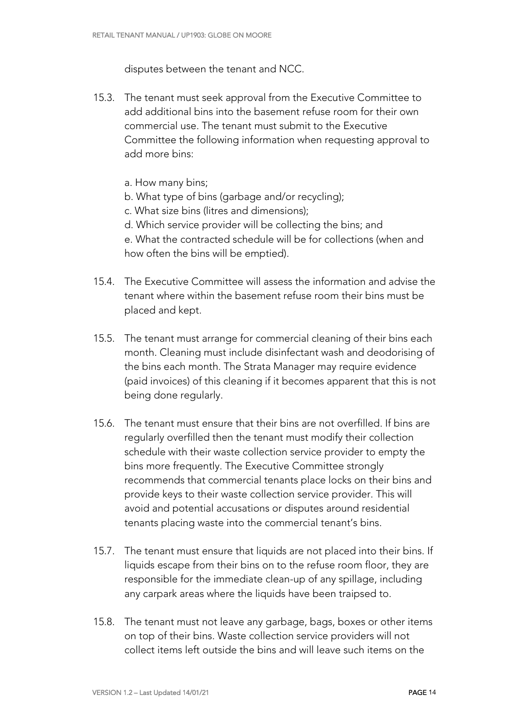disputes between the tenant and NCC.

15.3. The tenant must seek approval from the Executive Committee to add additional bins into the basement refuse room for their own commercial use. The tenant must submit to the Executive Committee the following information when requesting approval to add more bins:

a. How many bins;
b. What type of bins (garbage and/or recycling);
c. What size bins (litres and dimensions);
d. Which service provider will be collecting the bins; and
e. What the contracted schedule will be for collections (when and how often the bins will be emptied).

15.4. The Executive Committee will assess the information and advise the tenant where within the basement refuse room their bins must be placed and kept.

15.5. The tenant must arrange for commercial cleaning of their bins each month. Cleaning must include disinfectant wash and deodorising of the bins each month. The Strata Manager may require evidence (paid invoices) of this cleaning if it becomes apparent that this is not being done regularly.

15.6. The tenant must ensure that their bins are not overfilled. If bins are regularly overfilled then the tenant must modify their collection schedule with their waste collection service provider to empty the bins more frequently. The Executive Committee strongly recommends that commercial tenants place locks on their bins and provide keys to their waste collection service provider. This will avoid and potential accusations or disputes around residential tenants placing waste into the commercial tenant's bins.

15.7. The tenant must ensure that liquids are not placed into their bins. If liquids escape from their bins on to the refuse room floor, they are responsible for the immediate clean-up of any spillage, including any carpark areas where the liquids have been traipsed to.

15.8. The tenant must not leave any garbage, bags, boxes or other items on top of their bins. Waste collection service providers will not collect items left outside the bins and will leave such items on the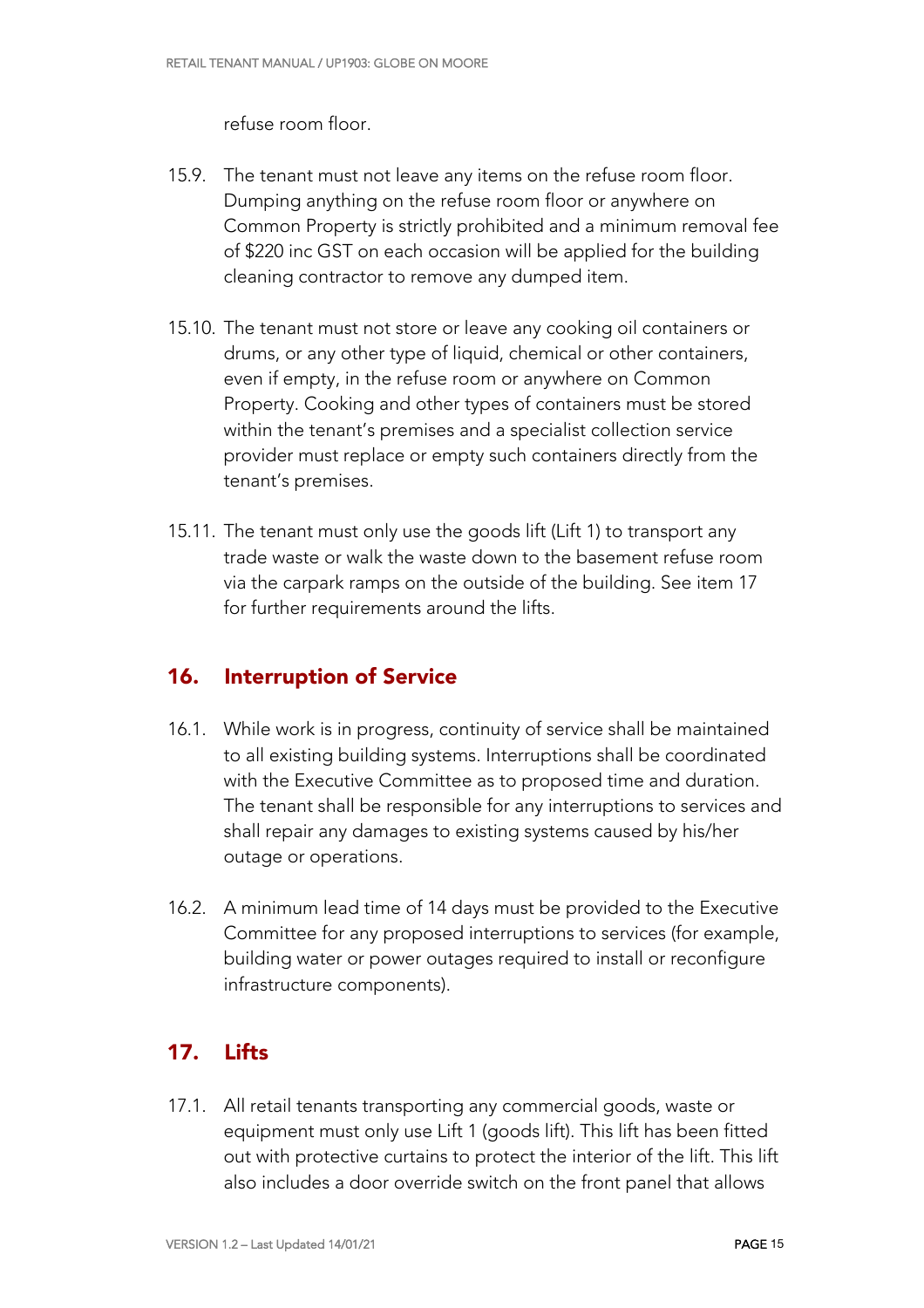refuse room floor.

15.9. The tenant must not leave any items on the refuse room floor. Dumping anything on the refuse room floor or anywhere on Common Property is strictly prohibited and a minimum removal fee of $220 inc GST on each occasion will be applied for the building cleaning contractor to remove any dumped item.

15.10. The tenant must not store or leave any cooking oil containers or drums, or any other type of liquid, chemical or other containers, even if empty, in the refuse room or anywhere on Common Property. Cooking and other types of containers must be stored within the tenant's premises and a specialist collection service provider must replace or empty such containers directly from the tenant's premises.

15.11. The tenant must only use the goods lift (Lift 1) to transport any trade waste or walk the waste down to the basement refuse room via the carpark ramps on the outside of the building. See item 17 for further requirements around the lifts.

## 16. Interruption of Service

16.1. While work is in progress, continuity of service shall be maintained to all existing building systems. Interruptions shall be coordinated with the Executive Committee as to proposed time and duration. The tenant shall be responsible for any interruptions to services and shall repair any damages to existing systems caused by his/her outage or operations.

16.2. A minimum lead time of 14 days must be provided to the Executive Committee for any proposed interruptions to services (for example, building water or power outages required to install or reconfigure infrastructure components).

## 17. Lifts

17.1. All retail tenants transporting any commercial goods, waste or equipment must only use Lift 1 (goods lift). This lift has been fitted out with protective curtains to protect the interior of the lift. This lift also includes a door override switch on the front panel that allows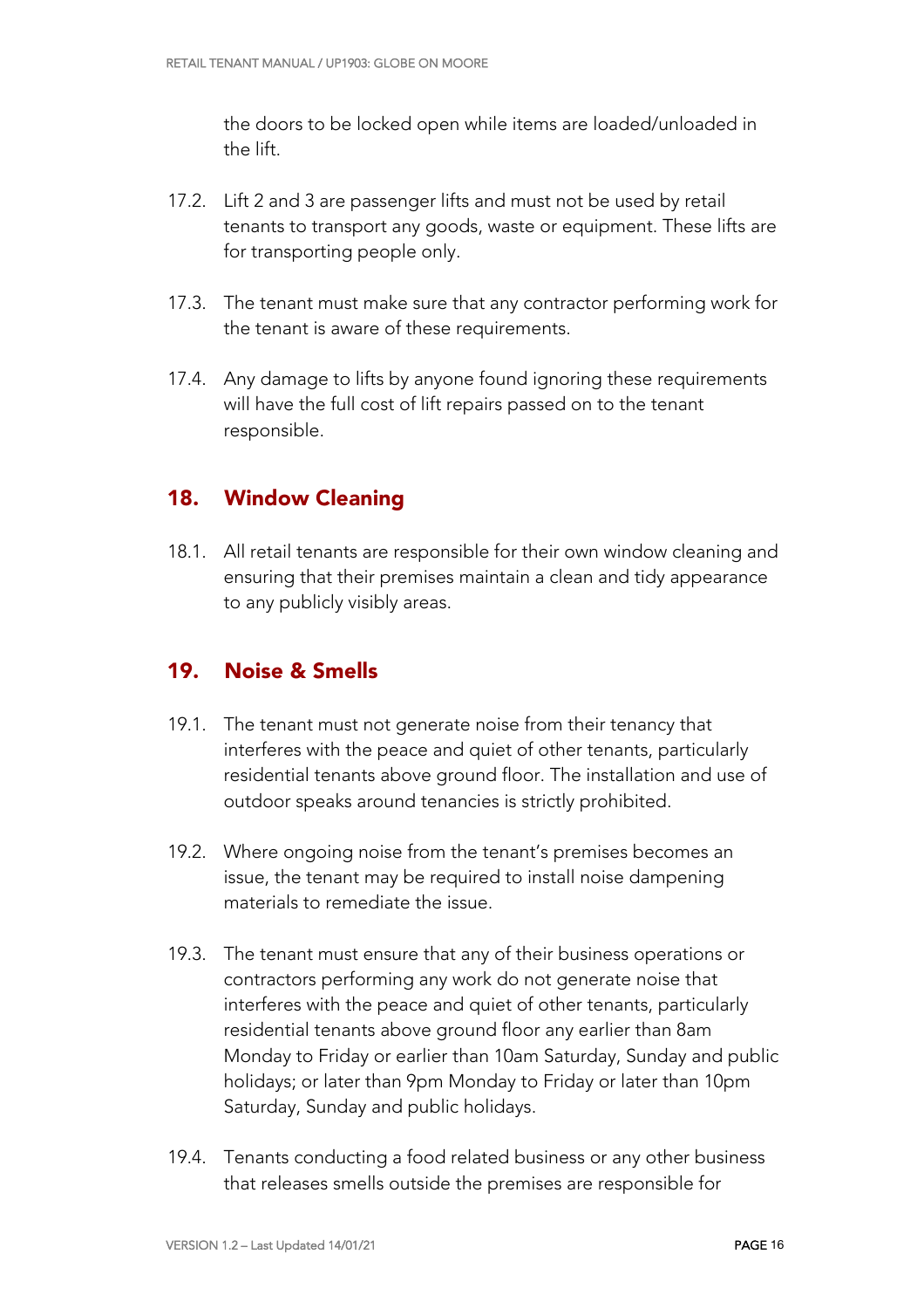the doors to be locked open while items are loaded/unloaded in the lift.

17.2. Lift 2 and 3 are passenger lifts and must not be used by retail tenants to transport any goods, waste or equipment. These lifts are for transporting people only.

17.3. The tenant must make sure that any contractor performing work for the tenant is aware of these requirements.

17.4. Any damage to lifts by anyone found ignoring these requirements will have the full cost of lift repairs passed on to the tenant responsible.

## 18. Window Cleaning

18.1. All retail tenants are responsible for their own window cleaning and ensuring that their premises maintain a clean and tidy appearance to any publicly visibly areas.

## 19. Noise & Smells

19.1. The tenant must not generate noise from their tenancy that interferes with the peace and quiet of other tenants, particularly residential tenants above ground floor. The installation and use of outdoor speaks around tenancies is strictly prohibited.

19.2. Where ongoing noise from the tenant's premises becomes an issue, the tenant may be required to install noise dampening materials to remediate the issue.

19.3. The tenant must ensure that any of their business operations or contractors performing any work do not generate noise that interferes with the peace and quiet of other tenants, particularly residential tenants above ground floor any earlier than 8am Monday to Friday or earlier than 10am Saturday, Sunday and public holidays; or later than 9pm Monday to Friday or later than 10pm Saturday, Sunday and public holidays.

19.4. Tenants conducting a food related business or any other business that releases smells outside the premises are responsible for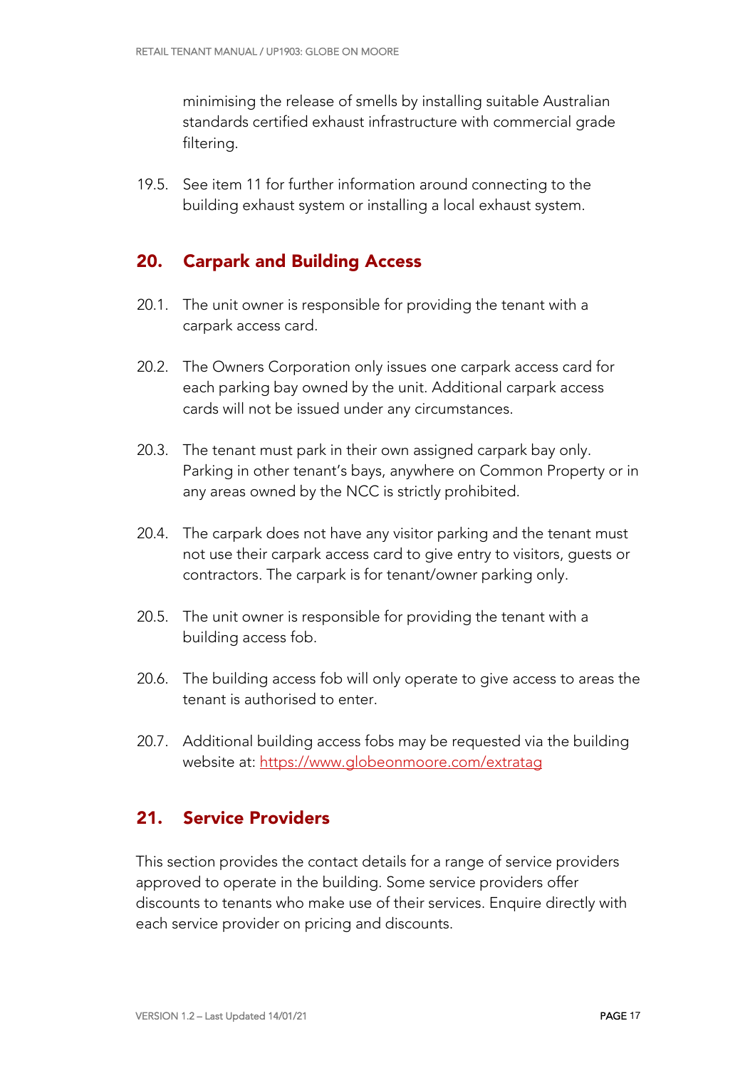minimising the release of smells by installing suitable Australian standards certified exhaust infrastructure with commercial grade filtering.

19.5. See item 11 for further information around connecting to the building exhaust system or installing a local exhaust system.

## 20. Carpark and Building Access

20.1. The unit owner is responsible for providing the tenant with a carpark access card.

20.2. The Owners Corporation only issues one carpark access card for each parking bay owned by the unit. Additional carpark access cards will not be issued under any circumstances.

20.3. The tenant must park in their own assigned carpark bay only. Parking in other tenant's bays, anywhere on Common Property or in any areas owned by the NCC is strictly prohibited.

20.4. The carpark does not have any visitor parking and the tenant must not use their carpark access card to give entry to visitors, guests or contractors. The carpark is for tenant/owner parking only.

20.5. The unit owner is responsible for providing the tenant with a building access fob.

20.6. The building access fob will only operate to give access to areas the tenant is authorised to enter.

20.7. Additional building access fobs may be requested via the building website at: [https://www.globeonmoore.com/extratag](https://www.globeonmoore.com/extratag)

## 21. Service Providers

This section provides the contact details for a range of service providers approved to operate in the building. Some service providers offer discounts to tenants who make use of their services. Enquire directly with each service provider on pricing and discounts.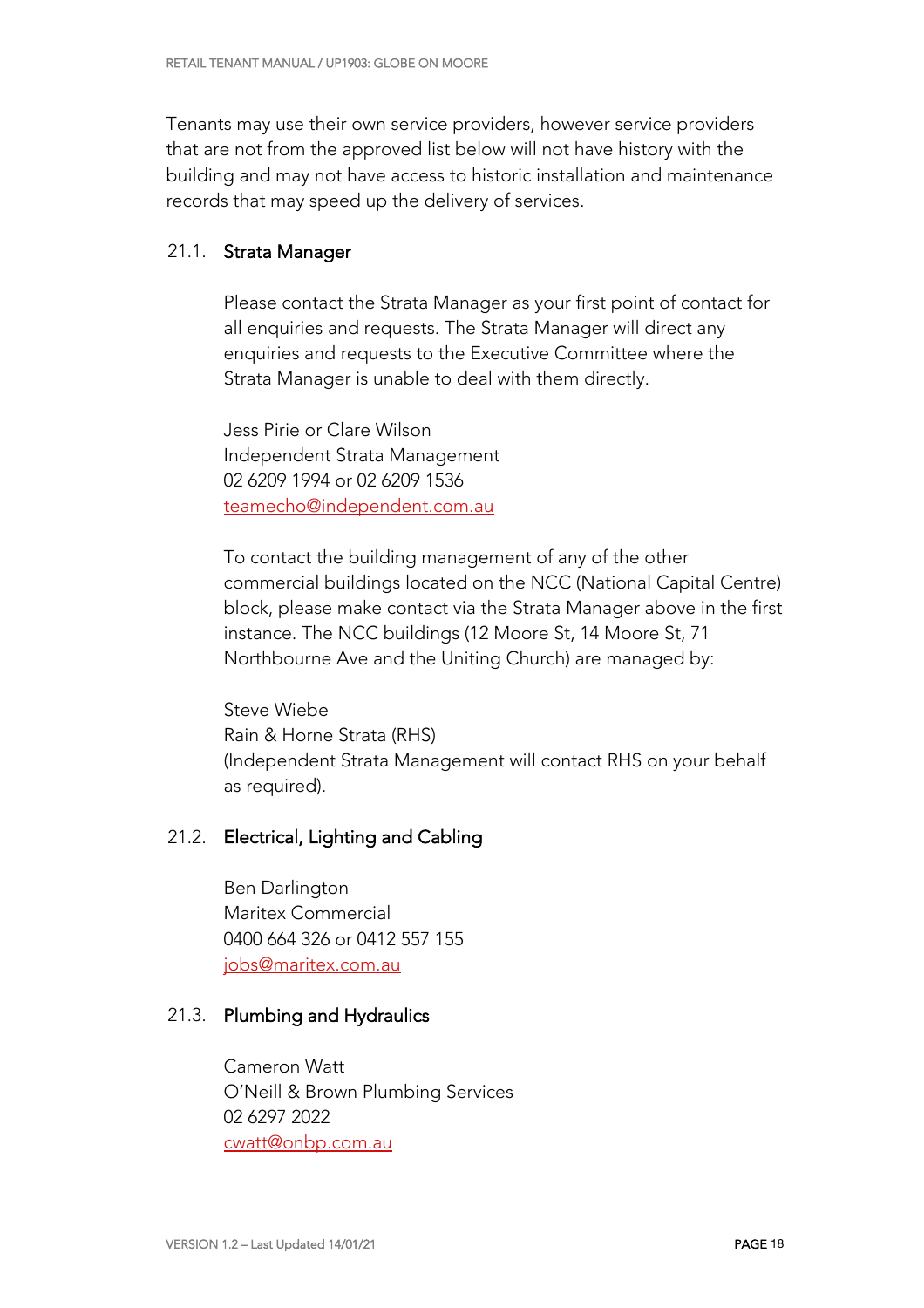Tenants may use their own service providers, however service providers that are not from the approved list below will not have history with the building and may not have access to historic installation and maintenance records that may speed up the delivery of services.

### 21.1. Strata Manager

Please contact the Strata Manager as your first point of contact for all enquiries and requests. The Strata Manager will direct any enquiries and requests to the Executive Committee where the Strata Manager is unable to deal with them directly.

Jess Pirie or Clare Wilson
Independent Strata Management
02 6209 1994 or 02 6209 1536
teamecho@independent.com.au

To contact the building management of any of the other commercial buildings located on the NCC (National Capital Centre) block, please make contact via the Strata Manager above in the first instance. The NCC buildings (12 Moore St, 14 Moore St, 71 Northbourne Ave and the Uniting Church) are managed by:

Steve Wiebe
Rain & Horne Strata (RHS)
(Independent Strata Management will contact RHS on your behalf as required).

### 21.2. Electrical, Lighting and Cabling

Ben Darlington
Maritex Commercial
0400 664 326 or 0412 557 155
jobs@maritex.com.au

### 21.3. Plumbing and Hydraulics

Cameron Watt
O'Neill & Brown Plumbing Services
02 6297 2022
cwatt@onbp.com.au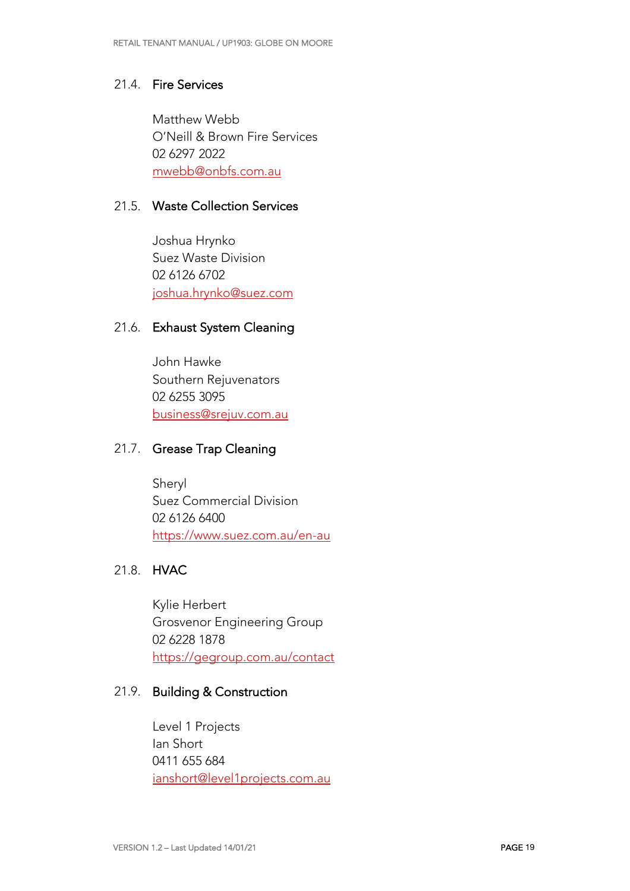### 21.4. Fire Services

Matthew Webb
O'Neill & Brown Fire Services
02 6297 2022
mwebb@onbfs.com.au

### 21.5. Waste Collection Services

Joshua Hrynko
Suez Waste Division
02 6126 6702
joshua.hrynko@suez.com

### 21.6. Exhaust System Cleaning

John Hawke
Southern Rejuvenators
02 6255 3095
business@srejuv.com.au

### 21.7. Grease Trap Cleaning

Sheryl
Suez Commercial Division
02 6126 6400
https://www.suez.com.au/en-au

### 21.8. HVAC

Kylie Herbert
Grosvenor Engineering Group
02 6228 1878
https://gegroup.com.au/contact

### 21.9. Building & Construction

Level 1 Projects
Ian Short
0411 655 684
ianshort@level1projects.com.au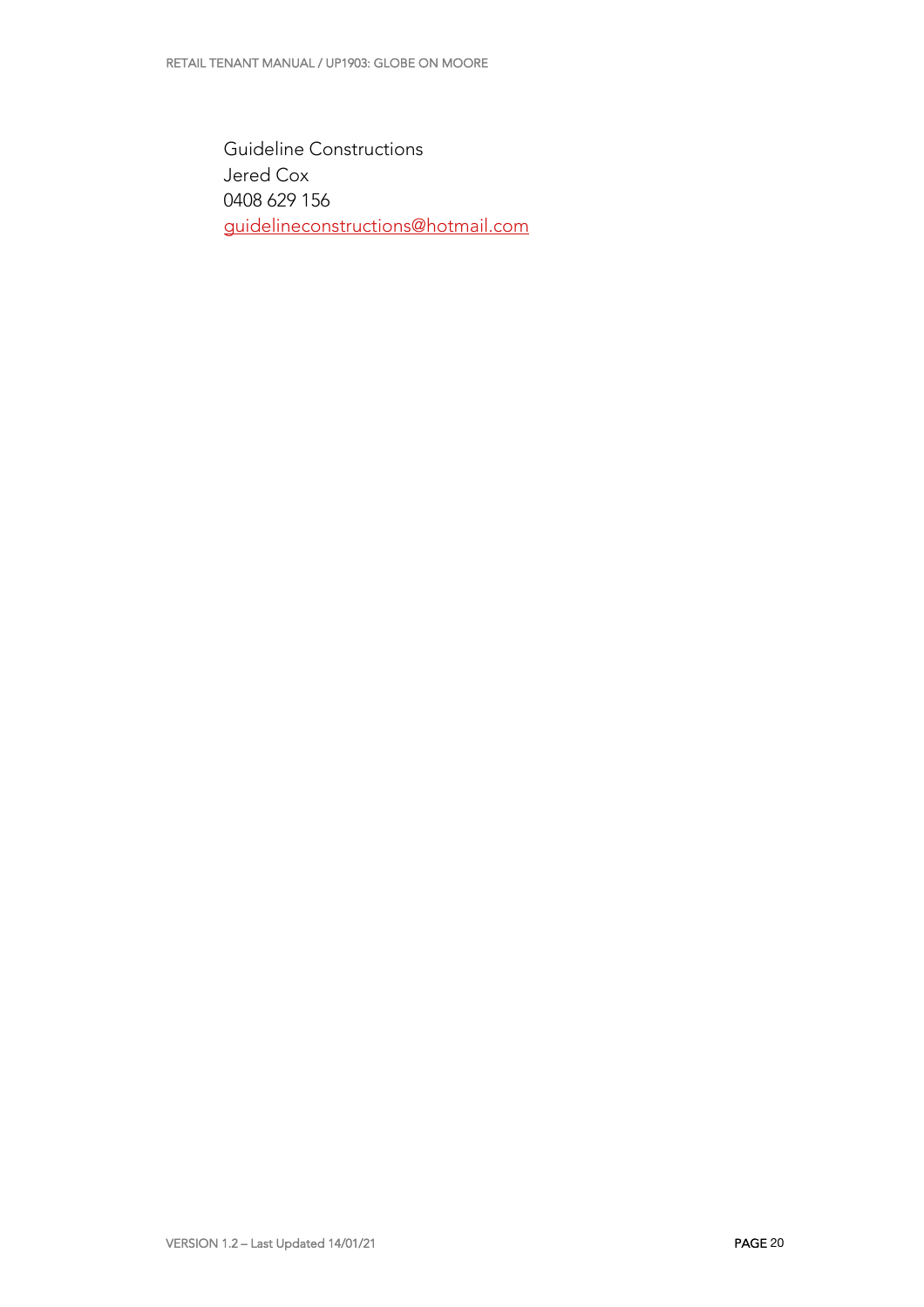Guideline Constructions
Jered Cox
0408 629 156
guidelineconstructions@hotmail.com